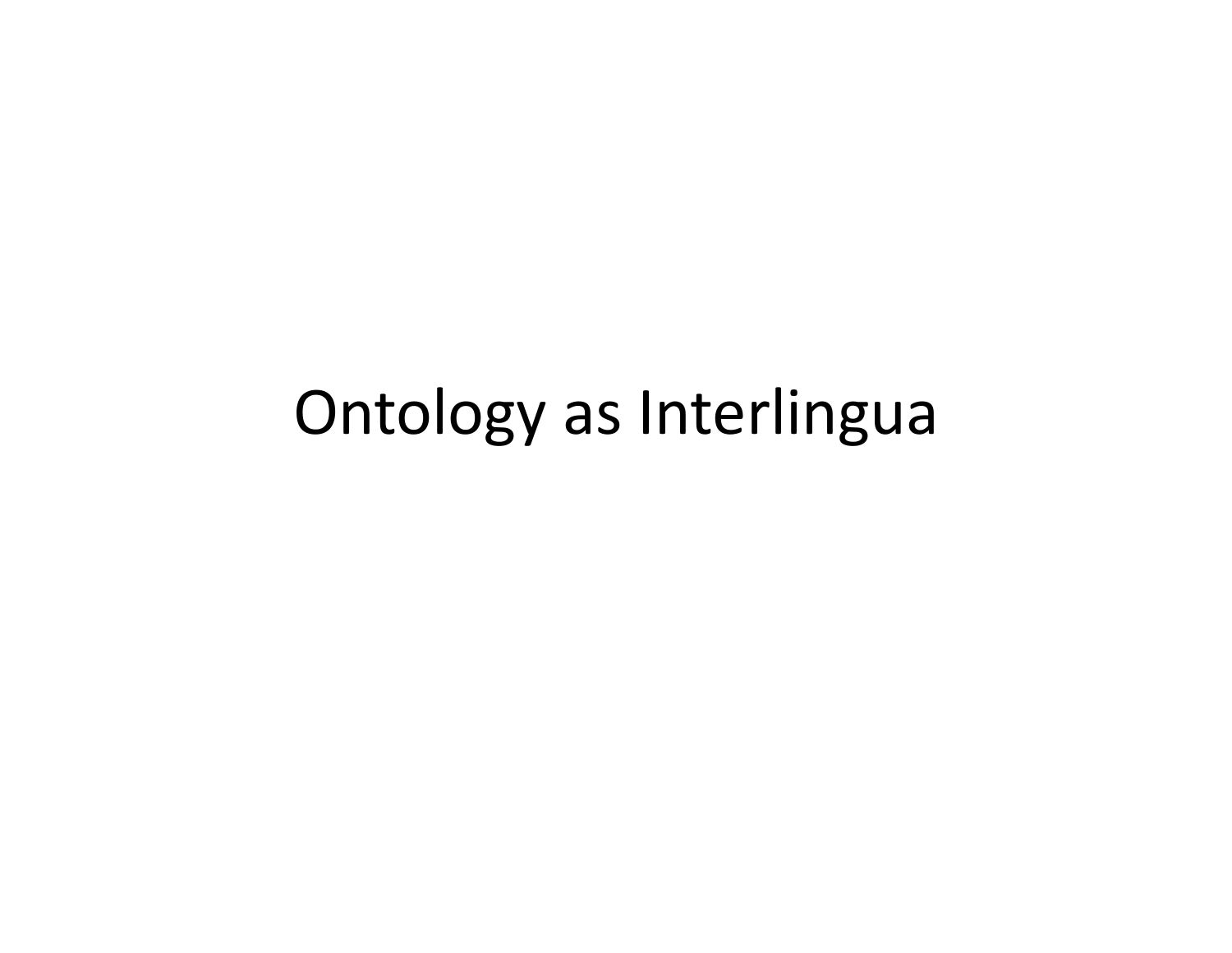# Ontology as Interlingua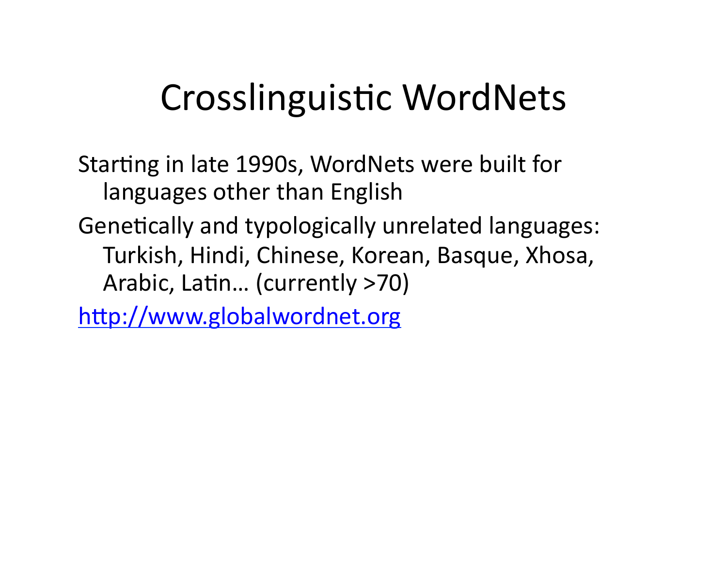# Crosslinguistic WordNets

Starting in late 1990s, WordNets were built for languages other than English

Genetically and typologically unrelated languages: Turkish, Hindi, Chinese, Korean, Basque, Xhosa, Arabic, Latin… (currently >70)

[http://www.globalwordnet.org](http://www.globalwordnet.org)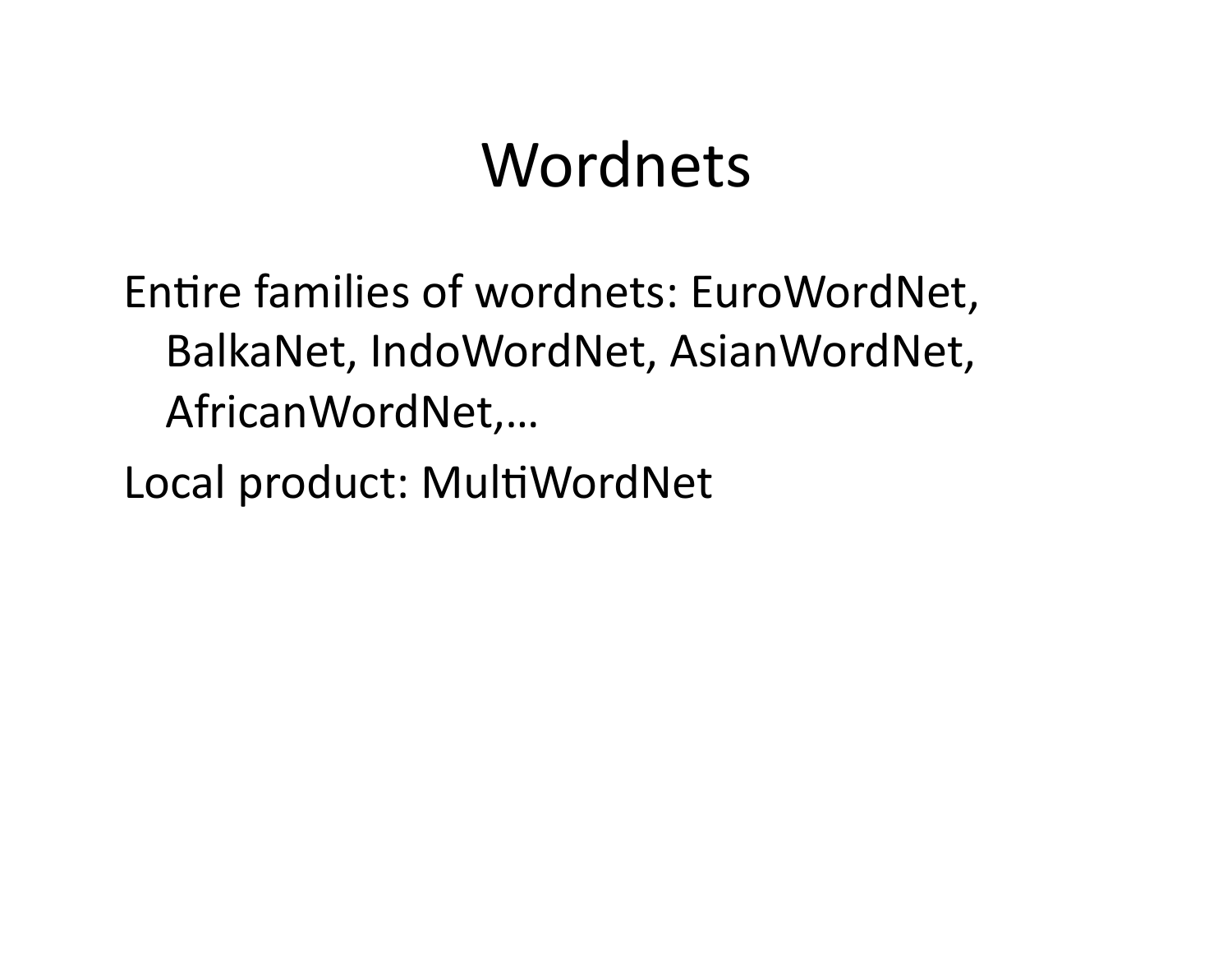# Wordnets

Entire families of wordnets: EuroWordNet, BalkaNet, IndoWordNet, AsianWordNet, AfricanWordNet,…

Local product: MultiWordNet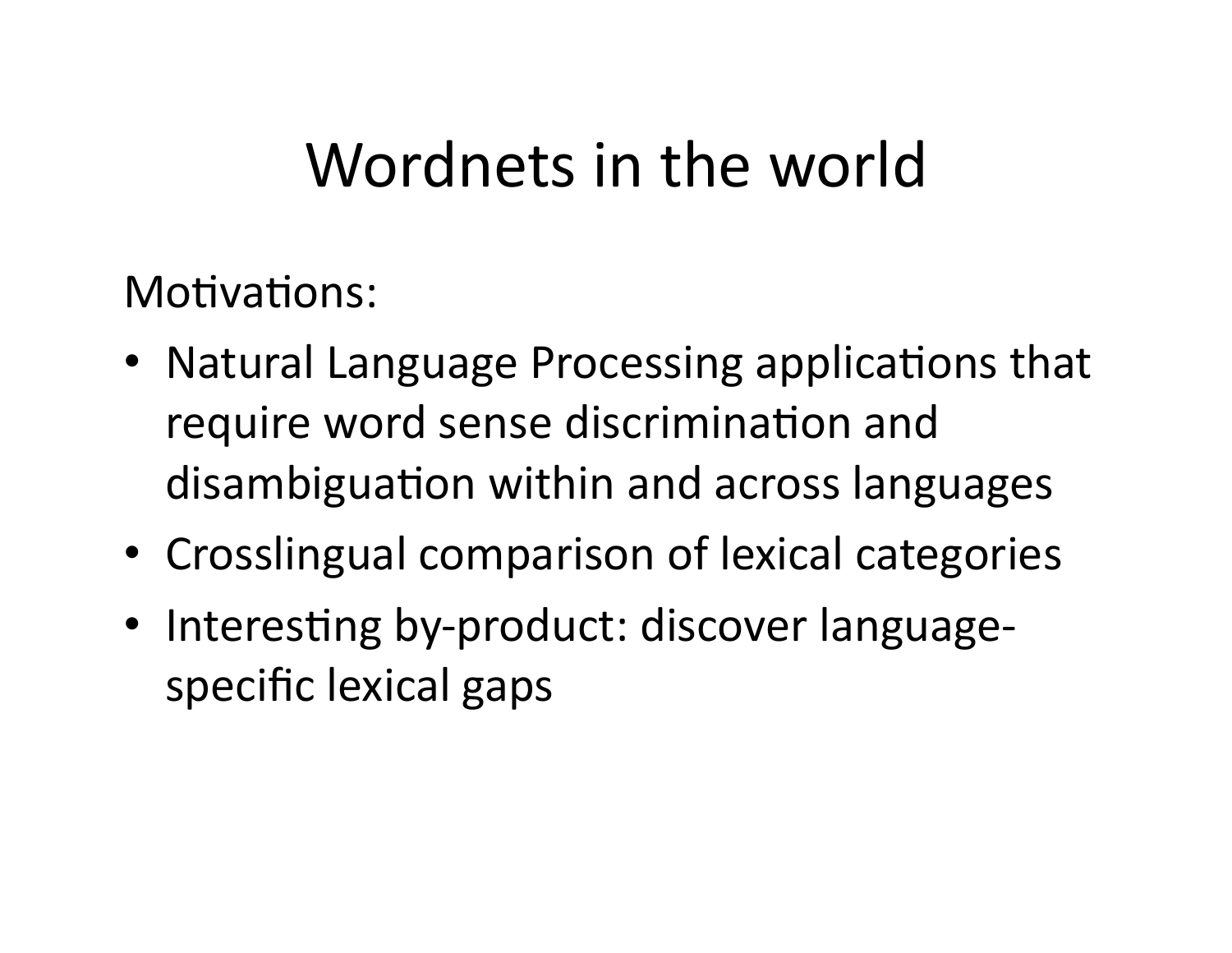# Wordnets in the world

Motivations:

- Natural Language Processing applications that require word sense discrimination and disambiguation within and across languages
- Crosslingual comparison of lexical categories
- Interesting by-product: discover language-specific lexical gaps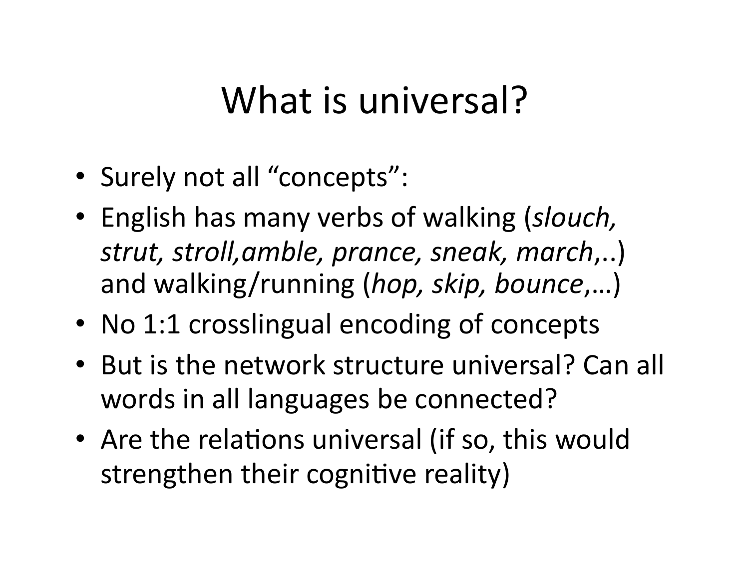# What is universal?

- Surely not all “concepts”:
- English has many verbs of walking (*slouch, strut, stroll,amble, prance, sneak, march*,..) and walking/running (*hop, skip, bounce*,…)
- No 1:1 crosslingual encoding of concepts
- But is the network structure universal? Can all words in all languages be connected?
- Are the relations universal (if so, this would strengthen their cognitive reality)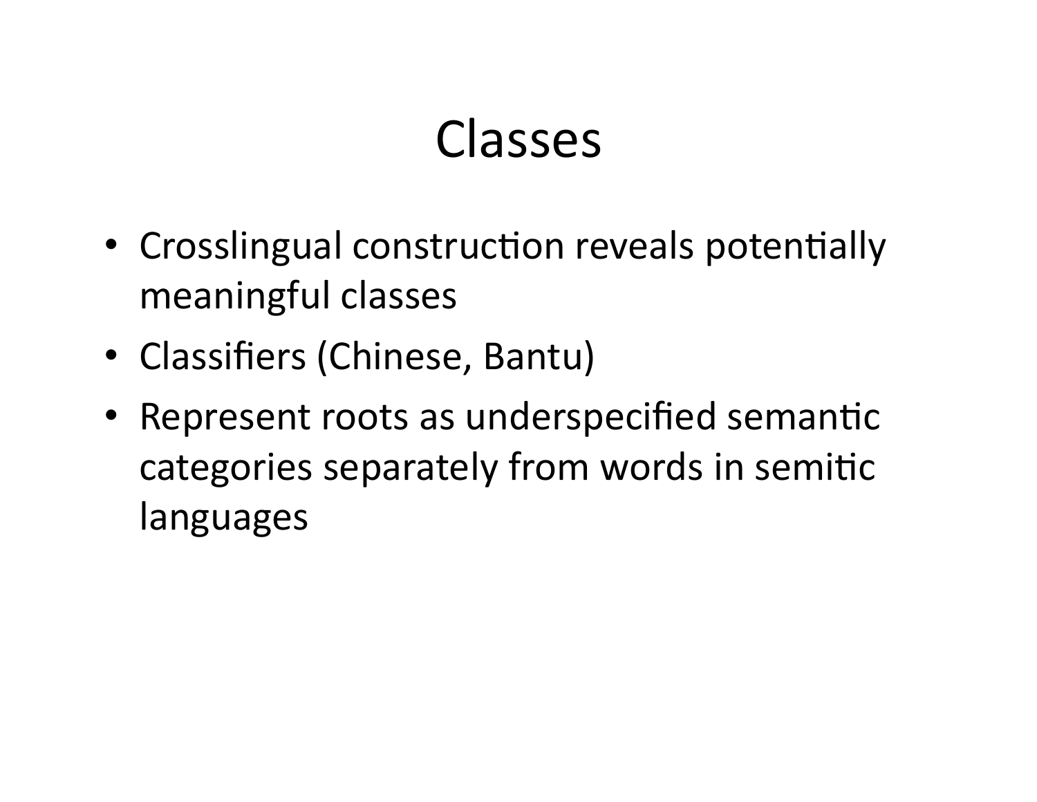# Classes

- Crosslingual construction reveals potentially meaningful classes
- Classifiers (Chinese, Bantu)
- Represent roots as underspecified semantic categories separately from words in semitic languages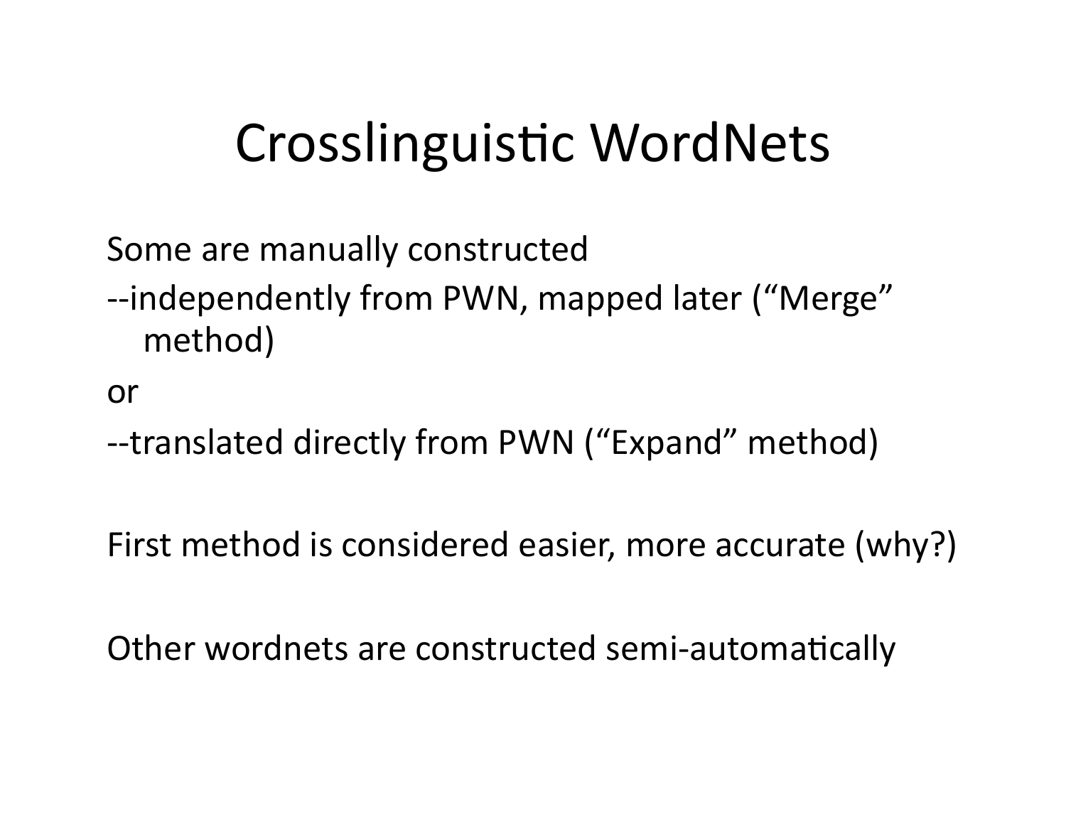# Crosslinguistic WordNets

Some are manually constructed

--independently from PWN, mapped later ("Merge" method)

or

--translated directly from PWN ("Expand" method)

First method is considered easier, more accurate (why?)

Other wordnets are constructed semi-automatically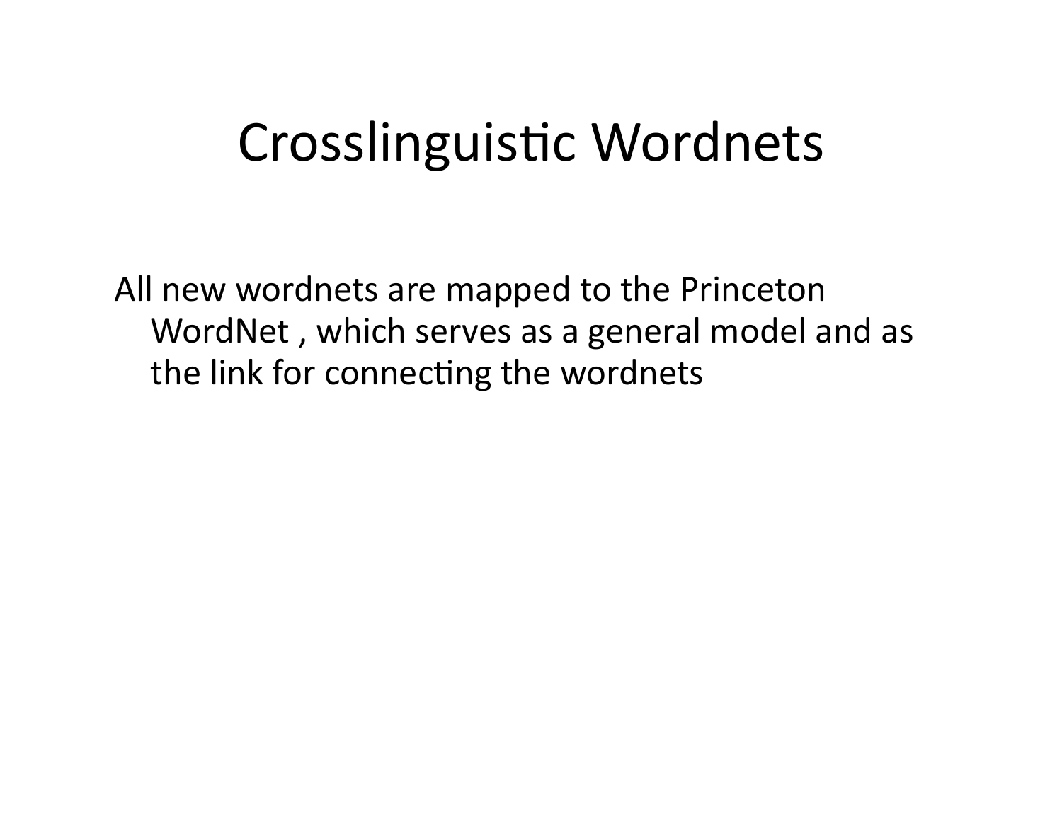# Crosslinguistic Wordnets

All new wordnets are mapped to the Princeton WordNet , which serves as a general model and as the link for connecting the wordnets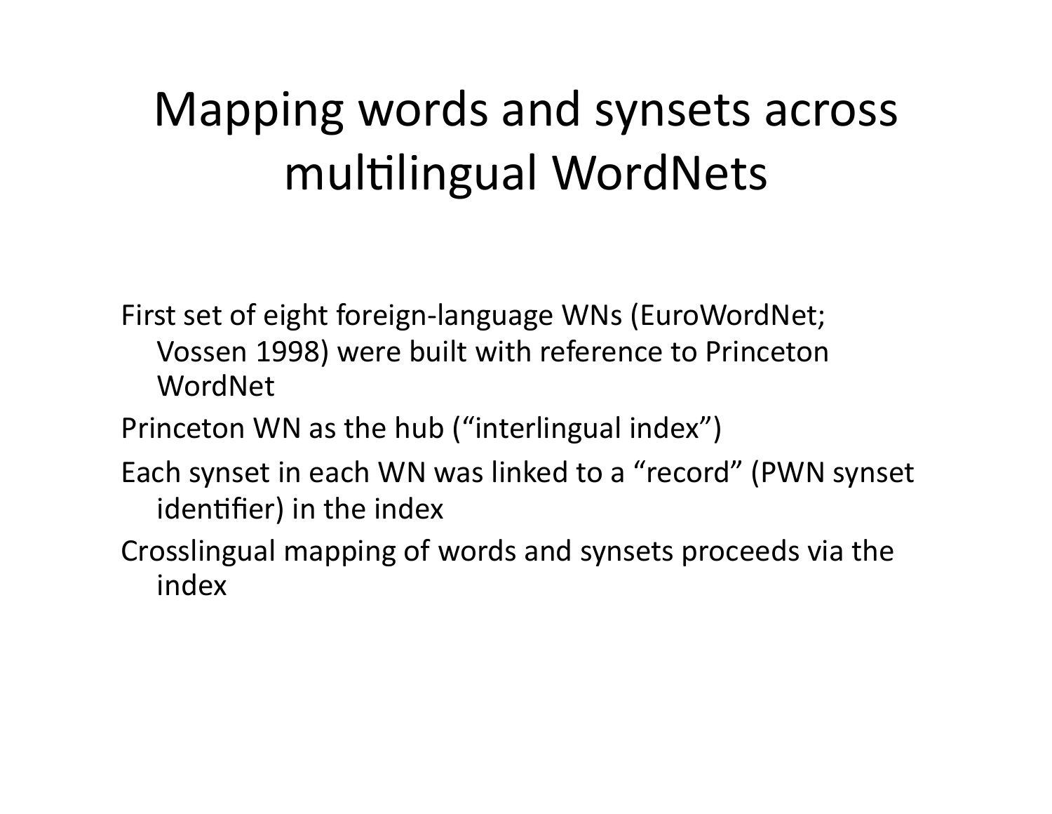# Mapping words and synsets across multilingual WordNets

First set of eight foreign-language WNs (EuroWordNet; Vossen 1998) were built with reference to Princeton WordNet

Princeton WN as the hub ("interlingual index")

Each synset in each WN was linked to a "record" (PWN synset identifier) in the index

Crosslingual mapping of words and synsets proceeds via the index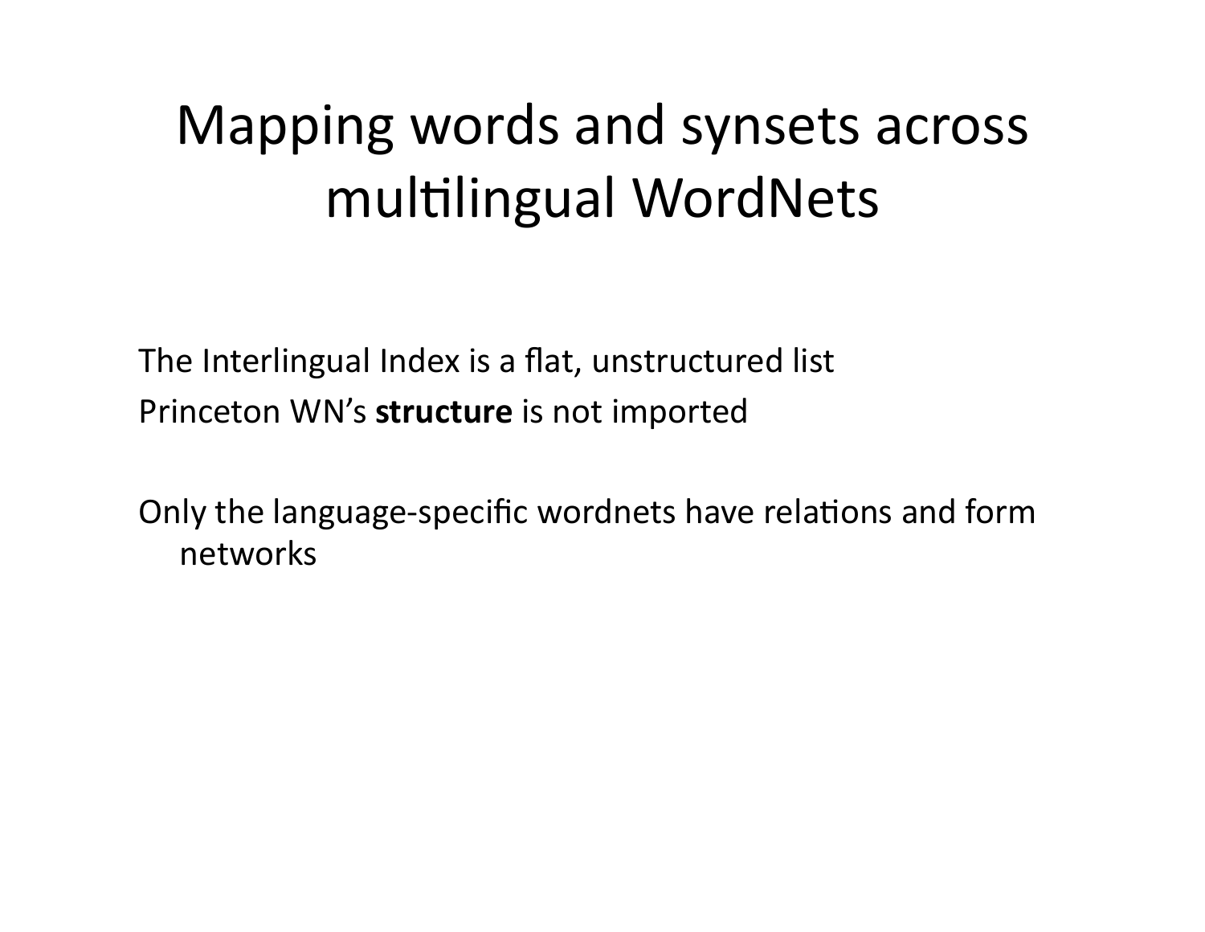# Mapping words and synsets across multilingual WordNets

The Interlingual Index is a flat, unstructured list

Princeton WN's **structure** is not imported

Only the language-specific wordnets have relations and form networks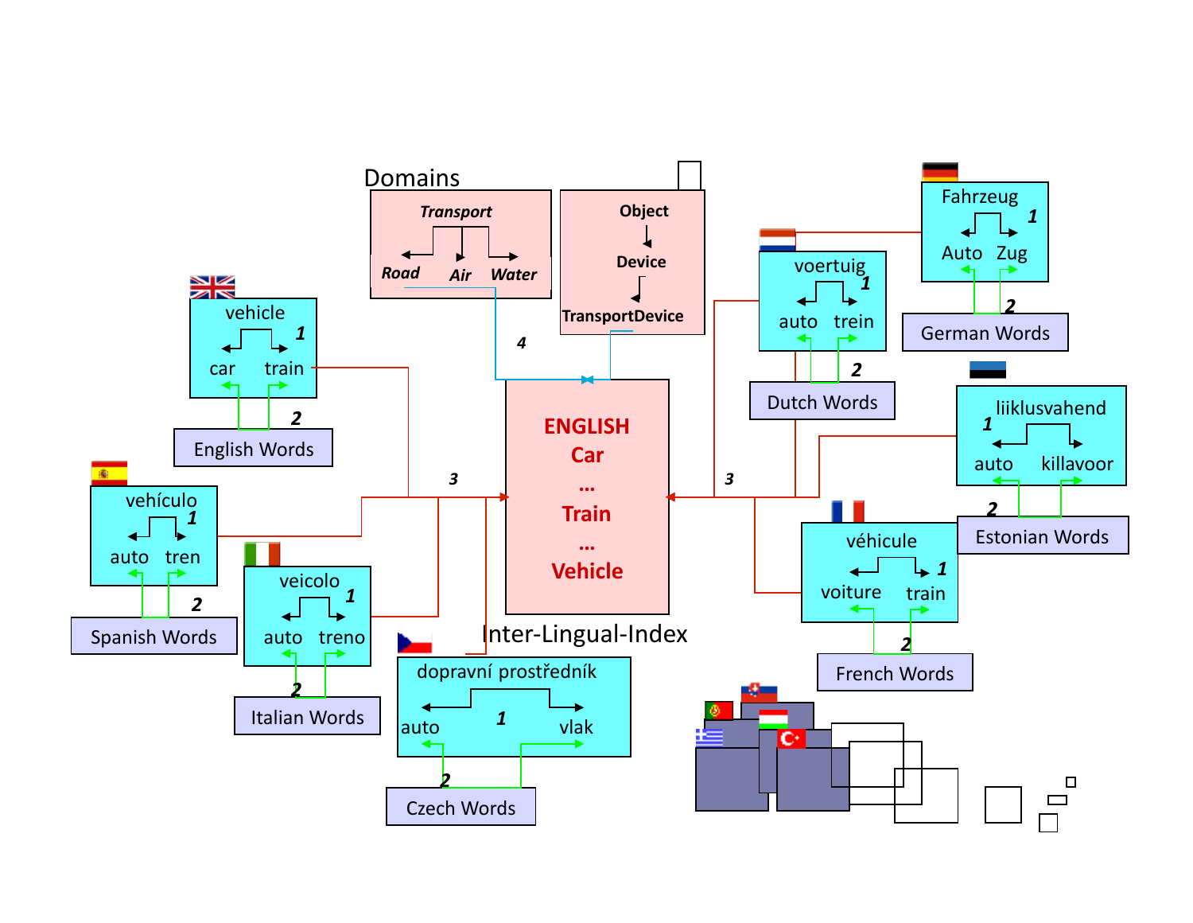Domains

**Transport**

*Road* *Air* *Water*

**Object**

**Device**

**TransportDevice**

vehicle 1 car train — 2 — English Words

vehículo 1 auto tren — 2 — Spanish Words

veicolo 1 auto treno — 2 — Italian Words

dopravní prostředník 1 auto vlak — 2 — Czech Words

voertuig 1 auto trein — 2 — Dutch Words

Fahrzeug 1 Auto Zug — 2 — German Words

liiklusvahend 1 auto killavoor — 2 — Estonian Words

véhicule 1 voiture train — 2 — French Words

3 — 4 — 3

**ENGLISH**
**Car**
**...**
**Train**
**...**
**Vehicle**

Inter-Lingual-Index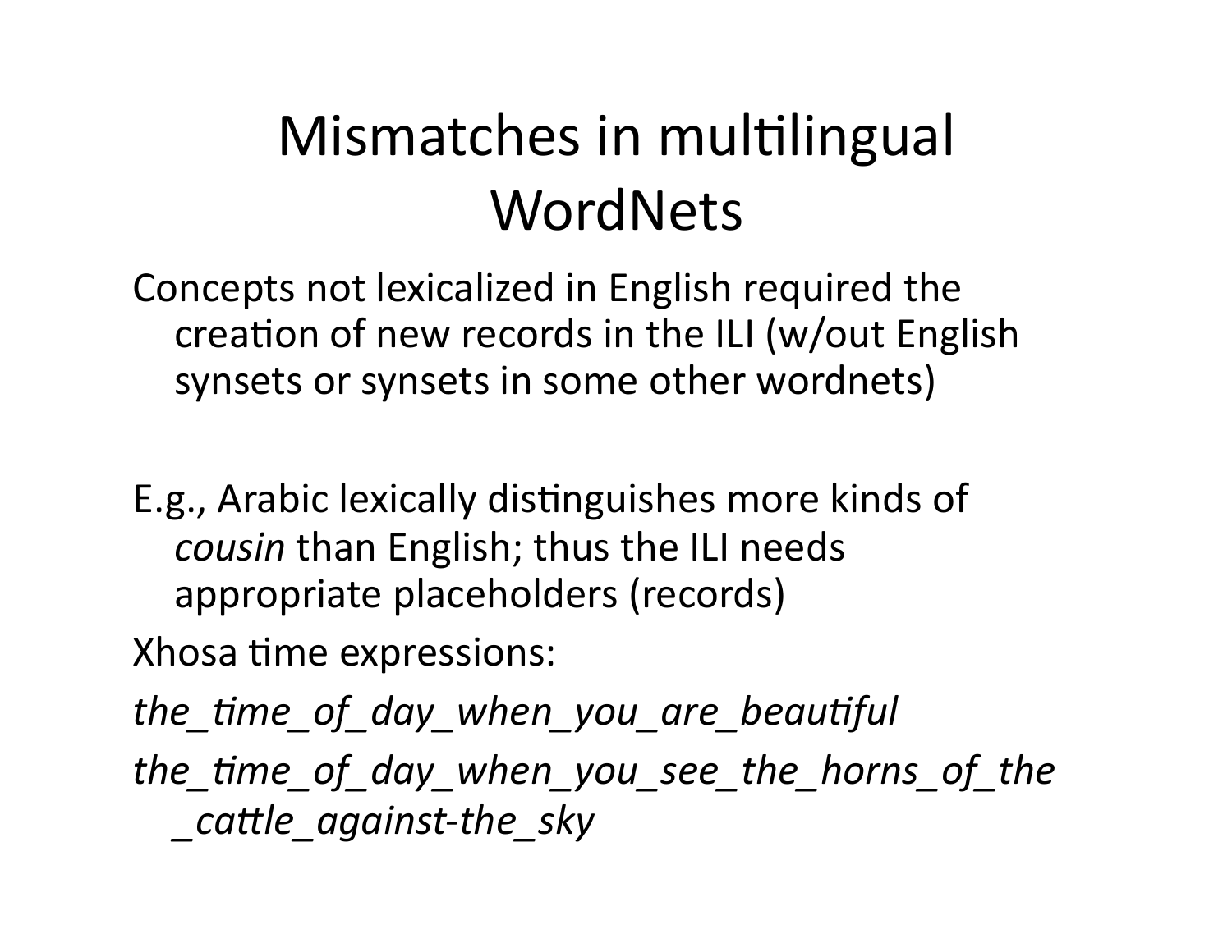# Mismatches in multilingual WordNets

Concepts not lexicalized in English required the creation of new records in the ILI (w/out English synsets or synsets in some other wordnets)

E.g., Arabic lexically distinguishes more kinds of *cousin* than English; thus the ILI needs appropriate placeholders (records)

Xhosa time expressions:

*the_time_of_day_when_you_are_beautiful*

*the_time_of_day_when_you_see_the_horns_of_the_cattle_against-the_sky*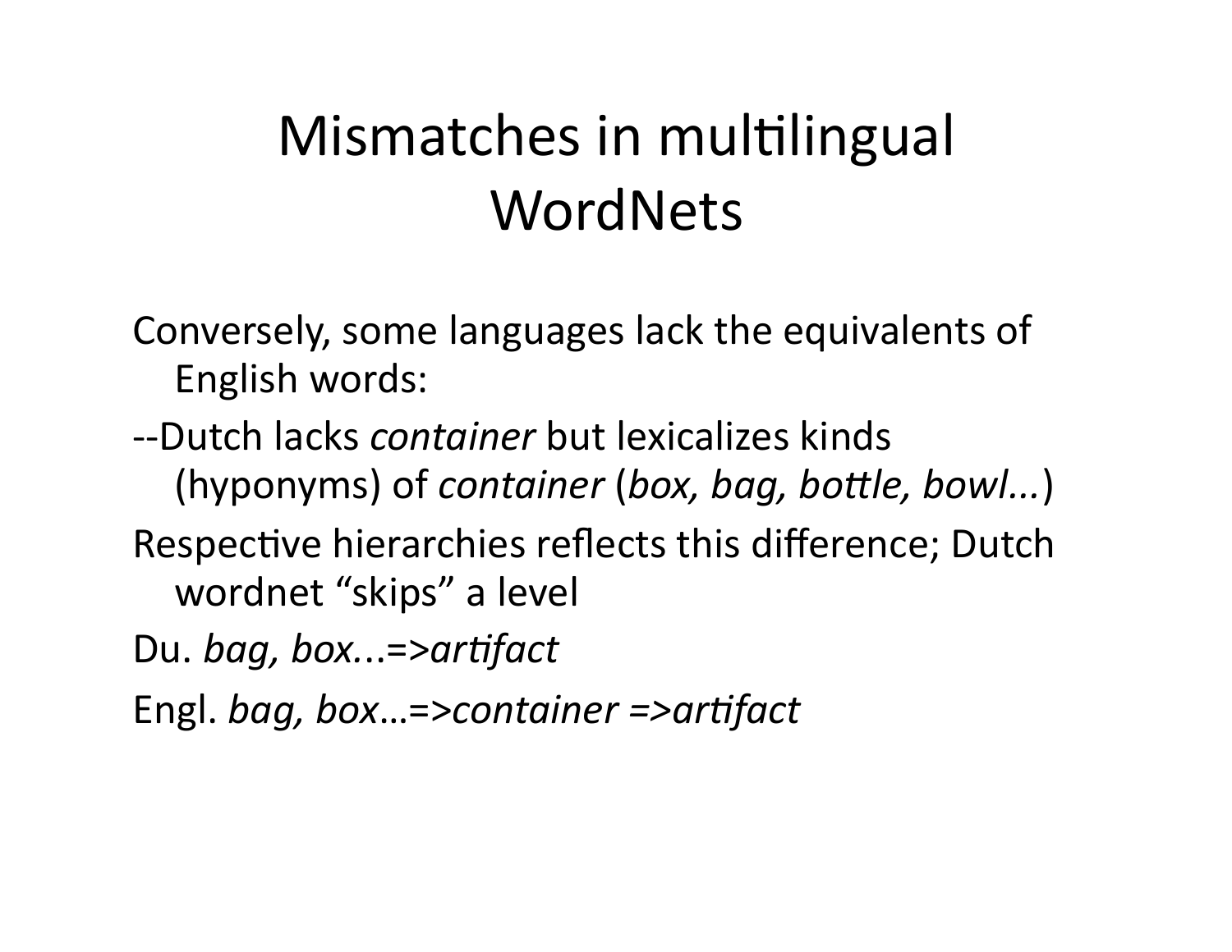# Mismatches in multilingual WordNets

Conversely, some languages lack the equivalents of English words:

--Dutch lacks *container* but lexicalizes kinds (hyponyms) of *container* (*box, bag, bottle, bowl...*)

Respective hierarchies reflects this difference; Dutch wordnet "skips" a level

Du. *bag, box...=>artifact*

Engl. *bag, box…=>container =>artifact*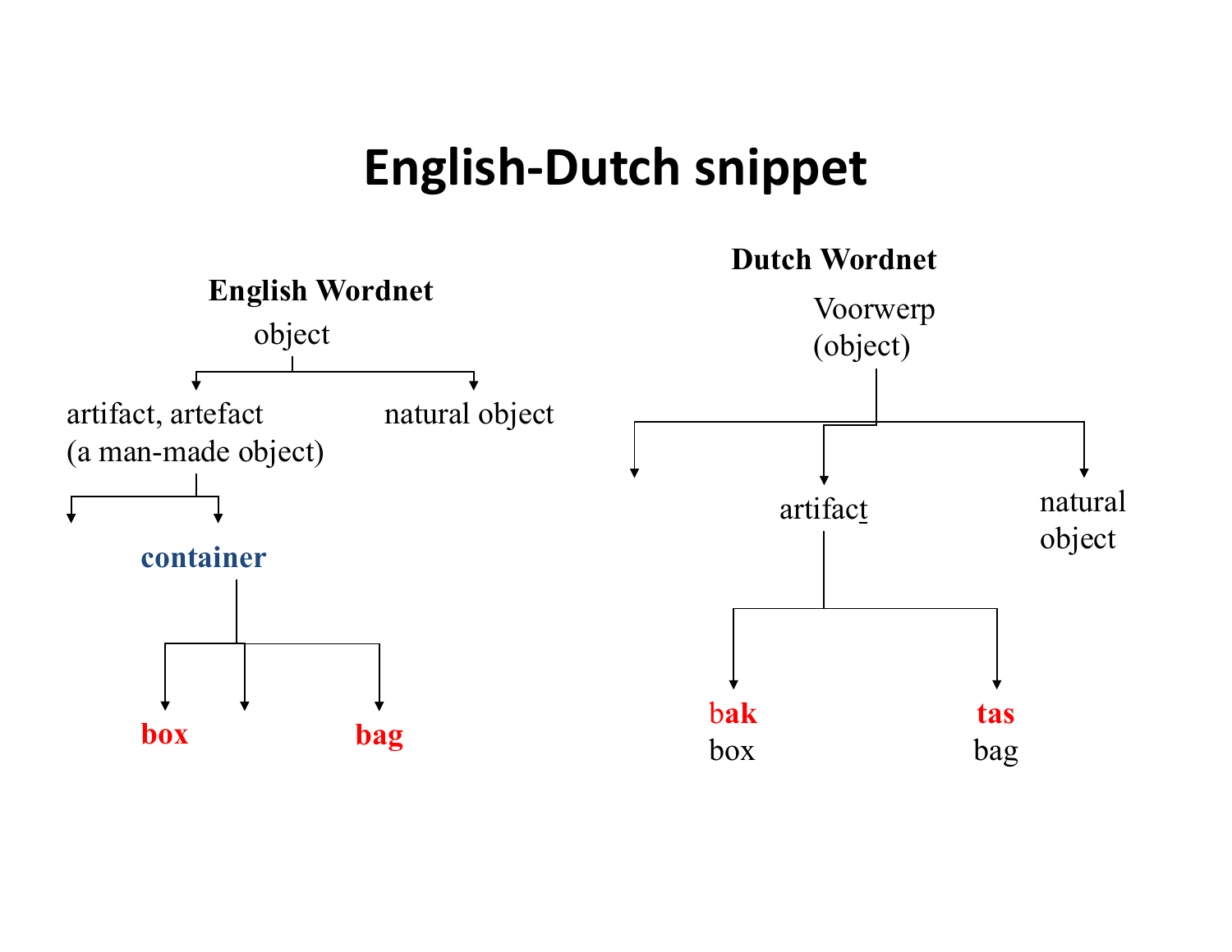# English-Dutch snippet

**English Wordnet**

object

- artifact, artefact (a man-made object)
  - container
    - **box**
    - **bag**
- natural object

**Dutch Wordnet**

Voorwerp (object)

- artifact
  - **bak** box
  - **tas** bag
- natural object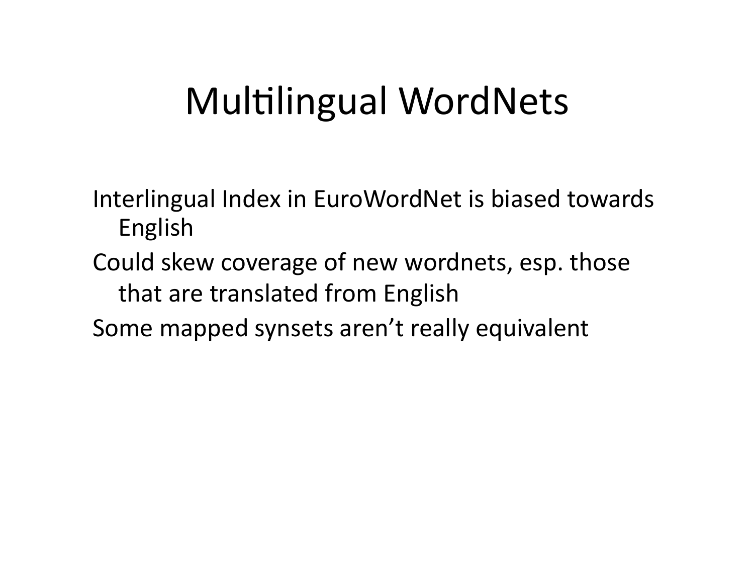# Multilingual WordNets

Interlingual Index in EuroWordNet is biased towards English

Could skew coverage of new wordnets, esp. those that are translated from English

Some mapped synsets aren't really equivalent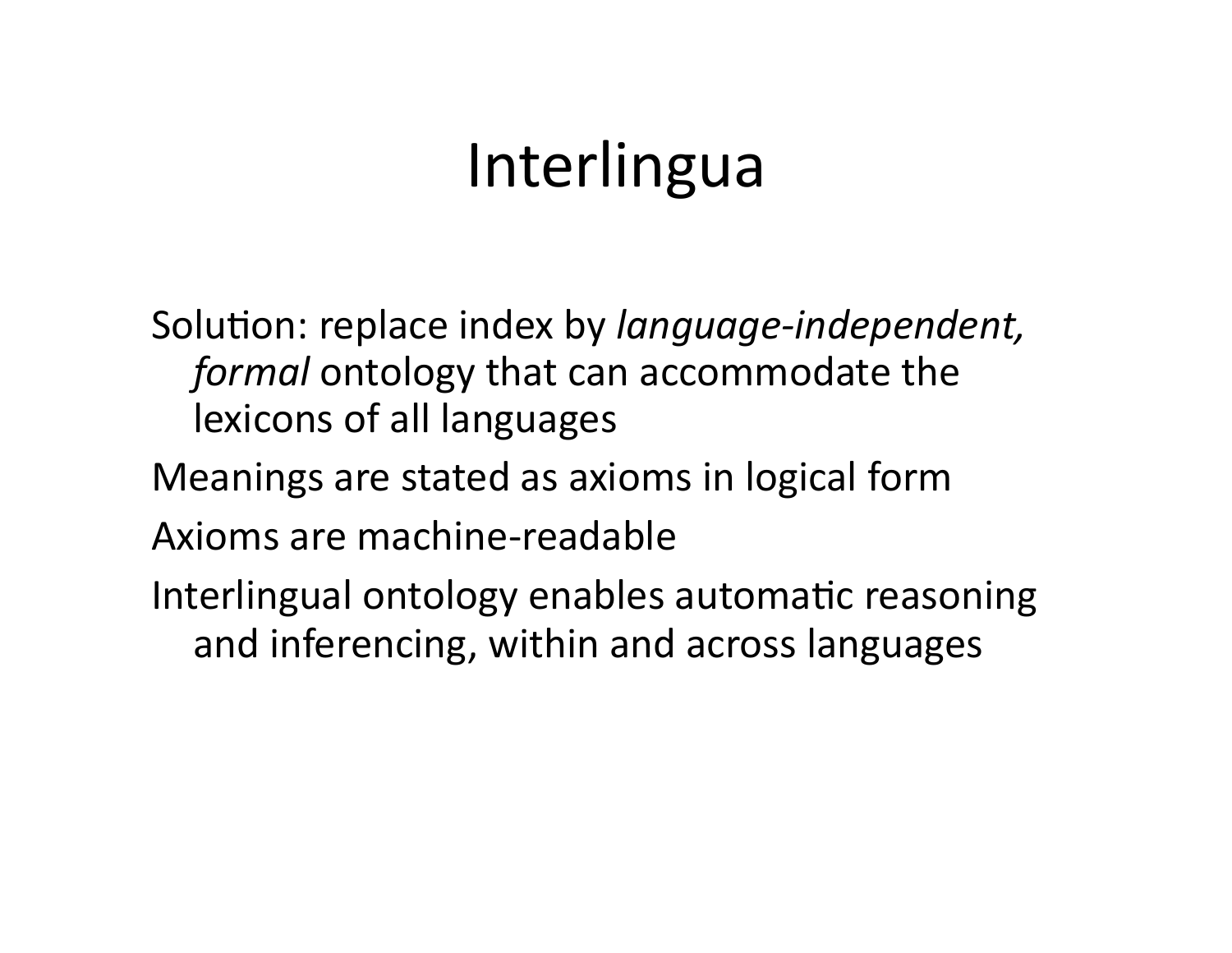# Interlingua

Solution: replace index by *language-independent, formal* ontology that can accommodate the lexicons of all languages

Meanings are stated as axioms in logical form

Axioms are machine-readable

Interlingual ontology enables automatic reasoning and inferencing, within and across languages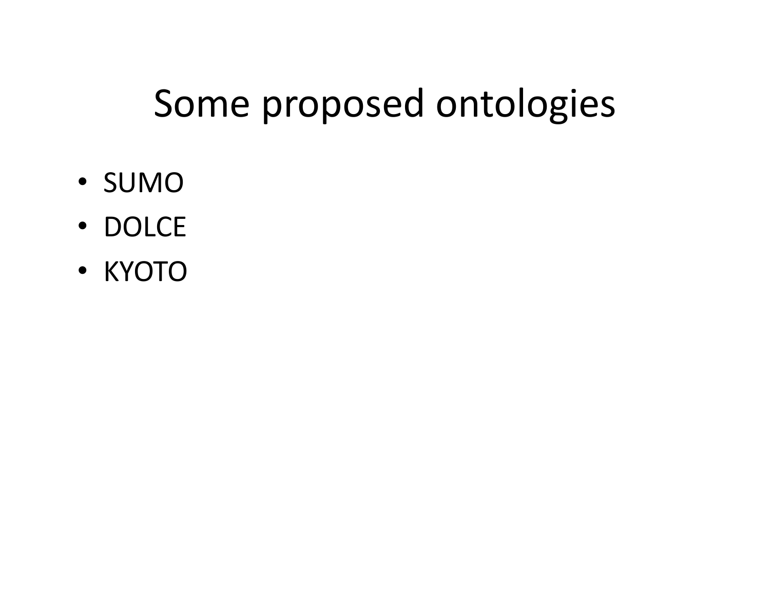# Some proposed ontologies

- SUMO
- DOLCE
- KYOTO